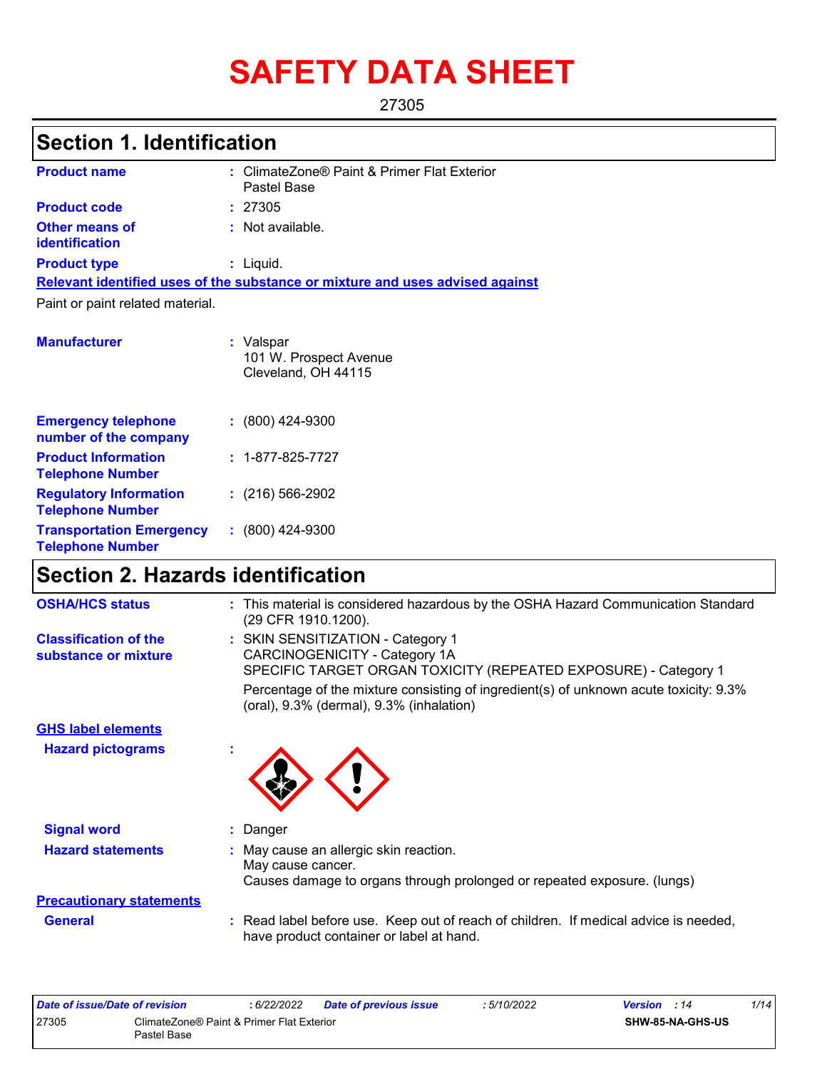# SAFETY DATA SHEET

27305

## Section 1. Identification

**Product name** : ClimateZone® Paint & Primer Flat Exterior Pastel Base

**Product code** : 27305

**Other means of identification** : Not available.

**Product type** : Liquid.

**Relevant identified uses of the substance or mixture and uses advised against**

Paint or paint related material.

**Manufacturer** : Valspar
101 W. Prospect Avenue
Cleveland, OH 44115

**Emergency telephone number of the company** : (800) 424-9300

**Product Information Telephone Number** : 1-877-825-7727

**Regulatory Information Telephone Number** : (216) 566-2902

**Transportation Emergency Telephone Number** : (800) 424-9300

## Section 2. Hazards identification

**OSHA/HCS status** : This material is considered hazardous by the OSHA Hazard Communication Standard (29 CFR 1910.1200).

**Classification of the substance or mixture** : SKIN SENSITIZATION - Category 1
CARCINOGENICITY - Category 1A
SPECIFIC TARGET ORGAN TOXICITY (REPEATED EXPOSURE) - Category 1

Percentage of the mixture consisting of ingredient(s) of unknown acute toxicity: 9.3% (oral), 9.3% (dermal), 9.3% (inhalation)

**GHS label elements**

**Hazard pictograms** :

**Signal word** : Danger

**Hazard statements** : May cause an allergic skin reaction.
May cause cancer.
Causes damage to organs through prolonged or repeated exposure. (lungs)

**Precautionary statements**

**General** : Read label before use. Keep out of reach of children. If medical advice is needed, have product container or label at hand.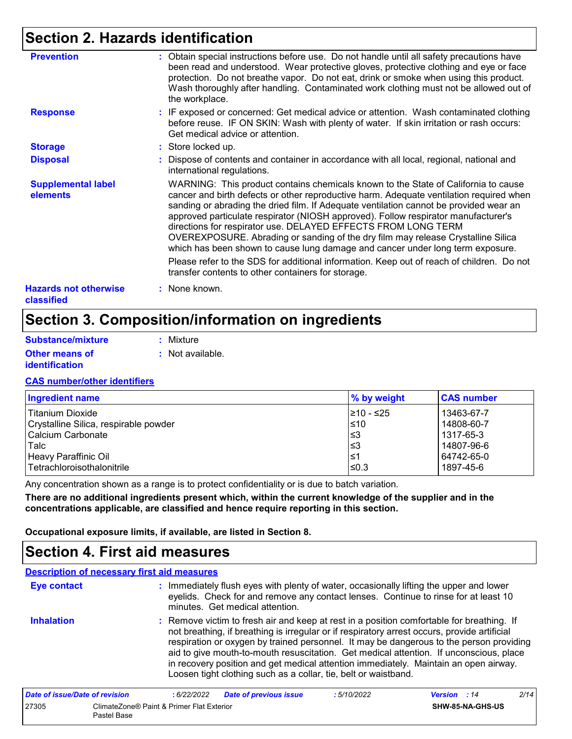## Section 2. Hazards identification

**Prevention** : Obtain special instructions before use. Do not handle until all safety precautions have been read and understood. Wear protective gloves, protective clothing and eye or face protection. Do not breathe vapor. Do not eat, drink or smoke when using this product. Wash thoroughly after handling. Contaminated work clothing must not be allowed out of the workplace.

**Response** : IF exposed or concerned: Get medical advice or attention. Wash contaminated clothing before reuse. IF ON SKIN: Wash with plenty of water. If skin irritation or rash occurs: Get medical advice or attention.

**Storage** : Store locked up.

**Disposal** : Dispose of contents and container in accordance with all local, regional, national and international regulations.

**Supplemental label elements**

WARNING: This product contains chemicals known to the State of California to cause cancer and birth defects or other reproductive harm. Adequate ventilation required when sanding or abrading the dried film. If Adequate ventilation cannot be provided wear an approved particulate respirator (NIOSH approved). Follow respirator manufacturer's directions for respirator use. DELAYED EFFECTS FROM LONG TERM OVEREXPOSURE. Abrading or sanding of the dry film may release Crystalline Silica which has been shown to cause lung damage and cancer under long term exposure.

Please refer to the SDS for additional information. Keep out of reach of children. Do not transfer contents to other containers for storage.

**Hazards not otherwise classified** : None known.

## Section 3. Composition/information on ingredients

**Substance/mixture** : Mixture

**Other means of identification** : Not available.

**CAS number/other identifiers**

| Ingredient name | % by weight | CAS number |
|---|---|---|
| Titanium Dioxide | ≥10 - ≤25 | 13463-67-7 |
| Crystalline Silica, respirable powder | ≤10 | 14808-60-7 |
| Calcium Carbonate | ≤3 | 1317-65-3 |
| Talc | ≤3 | 14807-96-6 |
| Heavy Paraffinic Oil | ≤1 | 64742-65-0 |
| Tetrachloroisothalonitrile | ≤0.3 | 1897-45-6 |

Any concentration shown as a range is to protect confidentiality or is due to batch variation.

**There are no additional ingredients present which, within the current knowledge of the supplier and in the concentrations applicable, are classified and hence require reporting in this section.**

**Occupational exposure limits, if available, are listed in Section 8.**

## Section 4. First aid measures

**Description of necessary first aid measures**

**Eye contact** : Immediately flush eyes with plenty of water, occasionally lifting the upper and lower eyelids. Check for and remove any contact lenses. Continue to rinse for at least 10 minutes. Get medical attention.

**Inhalation** : Remove victim to fresh air and keep at rest in a position comfortable for breathing. If not breathing, if breathing is irregular or if respiratory arrest occurs, provide artificial respiration or oxygen by trained personnel. It may be dangerous to the person providing aid to give mouth-to-mouth resuscitation. Get medical attention. If unconscious, place in recovery position and get medical attention immediately. Maintain an open airway. Loosen tight clothing such as a collar, tie, belt or waistband.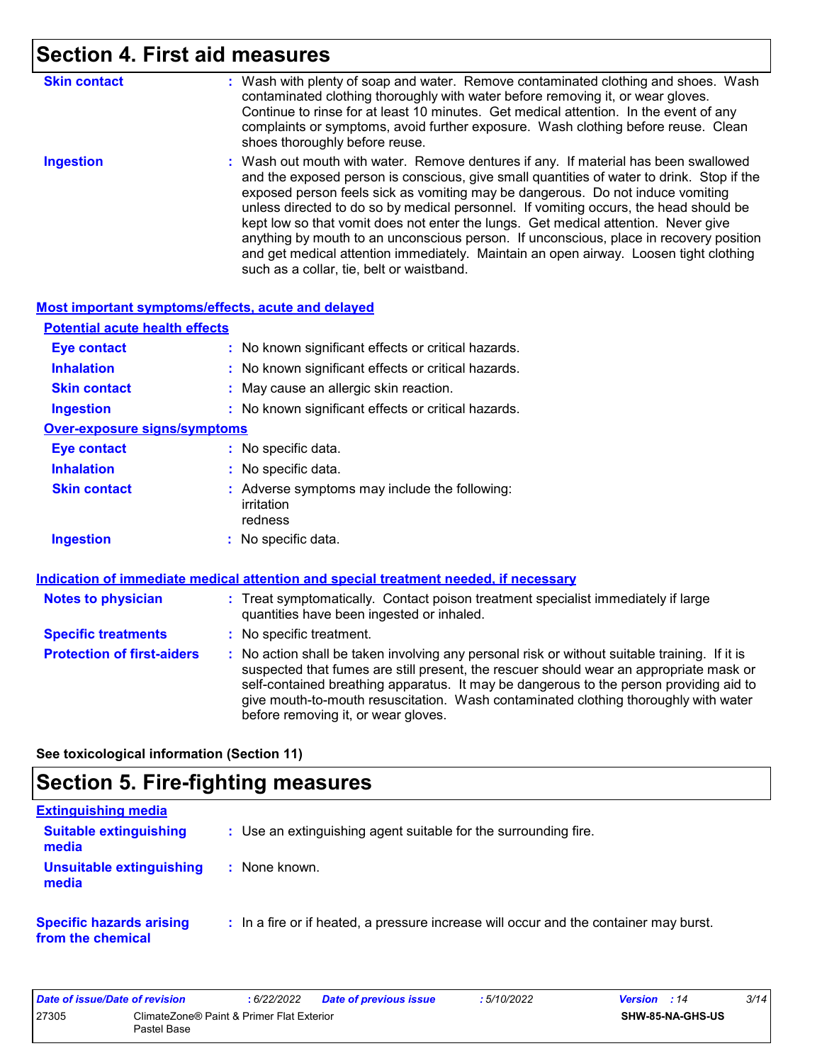## Section 4. First aid measures

**Skin contact** : Wash with plenty of soap and water. Remove contaminated clothing and shoes. Wash contaminated clothing thoroughly with water before removing it, or wear gloves. Continue to rinse for at least 10 minutes. Get medical attention. In the event of any complaints or symptoms, avoid further exposure. Wash clothing before reuse. Clean shoes thoroughly before reuse.

**Ingestion** : Wash out mouth with water. Remove dentures if any. If material has been swallowed and the exposed person is conscious, give small quantities of water to drink. Stop if the exposed person feels sick as vomiting may be dangerous. Do not induce vomiting unless directed to do so by medical personnel. If vomiting occurs, the head should be kept low so that vomit does not enter the lungs. Get medical attention. Never give anything by mouth to an unconscious person. If unconscious, place in recovery position and get medical attention immediately. Maintain an open airway. Loosen tight clothing such as a collar, tie, belt or waistband.

### Most important symptoms/effects, acute and delayed

**Potential acute health effects**

**Eye contact** : No known significant effects or critical hazards.

**Inhalation** : No known significant effects or critical hazards.

**Skin contact** : May cause an allergic skin reaction.

**Ingestion** : No known significant effects or critical hazards.

**Over-exposure signs/symptoms**

**Eye contact** : No specific data.

**Inhalation** : No specific data.

**Skin contact** : Adverse symptoms may include the following:
irritation
redness

**Ingestion** : No specific data.

### Indication of immediate medical attention and special treatment needed, if necessary

**Notes to physician** : Treat symptomatically. Contact poison treatment specialist immediately if large quantities have been ingested or inhaled.

**Specific treatments** : No specific treatment.

**Protection of first-aiders** : No action shall be taken involving any personal risk or without suitable training. If it is suspected that fumes are still present, the rescuer should wear an appropriate mask or self-contained breathing apparatus. It may be dangerous to the person providing aid to give mouth-to-mouth resuscitation. Wash contaminated clothing thoroughly with water before removing it, or wear gloves.

**See toxicological information (Section 11)**

## Section 5. Fire-fighting measures

### Extinguishing media

**Suitable extinguishing media** : Use an extinguishing agent suitable for the surrounding fire.

**Unsuitable extinguishing media** : None known.

**Specific hazards arising from the chemical** : In a fire or if heated, a pressure increase will occur and the container may burst.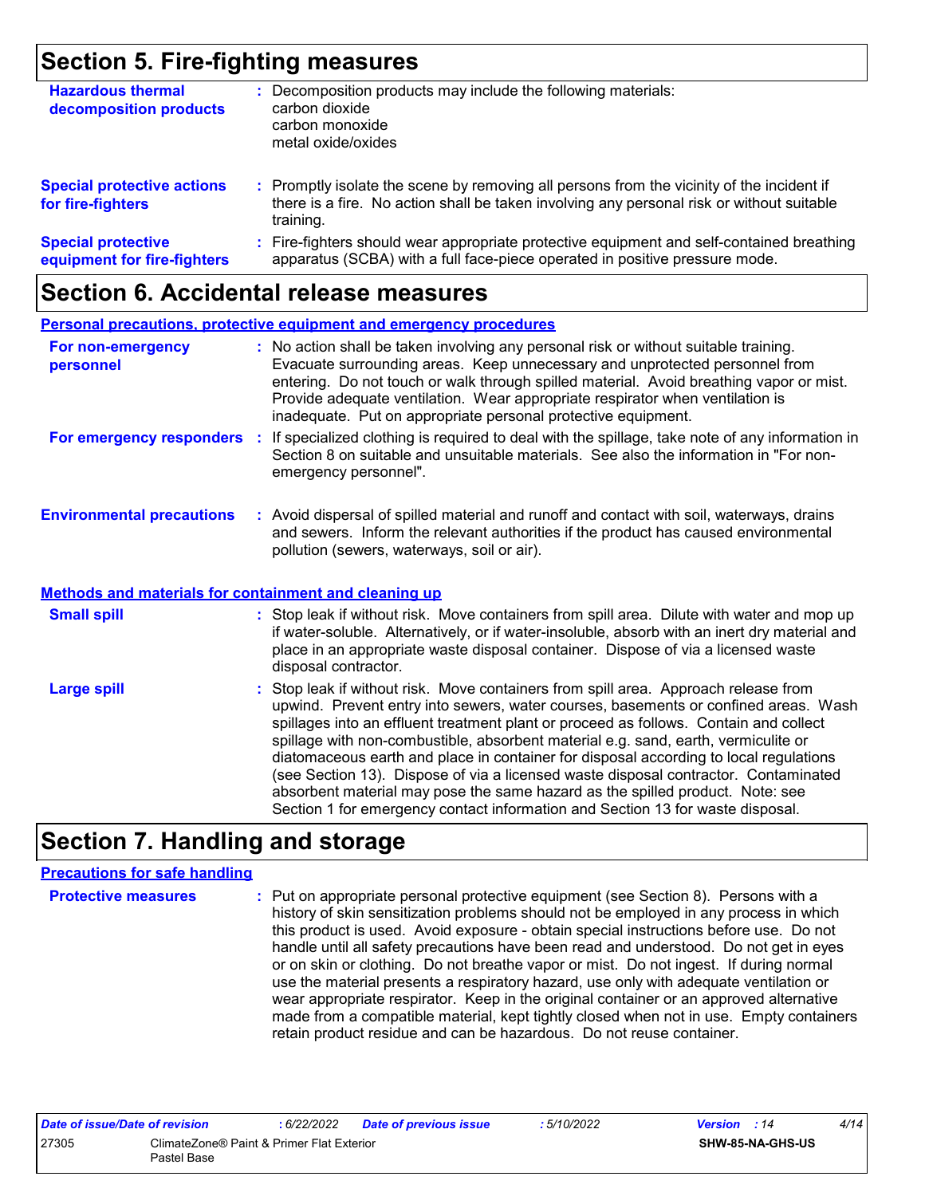## Section 5. Fire-fighting measures

**Hazardous thermal decomposition products** : Decomposition products may include the following materials:
carbon dioxide
carbon monoxide
metal oxide/oxides

**Special protective actions for fire-fighters** : Promptly isolate the scene by removing all persons from the vicinity of the incident if there is a fire. No action shall be taken involving any personal risk or without suitable training.

**Special protective equipment for fire-fighters** : Fire-fighters should wear appropriate protective equipment and self-contained breathing apparatus (SCBA) with a full face-piece operated in positive pressure mode.

## Section 6. Accidental release measures

### Personal precautions, protective equipment and emergency procedures

**For non-emergency personnel** : No action shall be taken involving any personal risk or without suitable training. Evacuate surrounding areas. Keep unnecessary and unprotected personnel from entering. Do not touch or walk through spilled material. Avoid breathing vapor or mist. Provide adequate ventilation. Wear appropriate respirator when ventilation is inadequate. Put on appropriate personal protective equipment.

**For emergency responders** : If specialized clothing is required to deal with the spillage, take note of any information in Section 8 on suitable and unsuitable materials. See also the information in "For non-emergency personnel".

**Environmental precautions** : Avoid dispersal of spilled material and runoff and contact with soil, waterways, drains and sewers. Inform the relevant authorities if the product has caused environmental pollution (sewers, waterways, soil or air).

### Methods and materials for containment and cleaning up

**Small spill** : Stop leak if without risk. Move containers from spill area. Dilute with water and mop up if water-soluble. Alternatively, or if water-insoluble, absorb with an inert dry material and place in an appropriate waste disposal container. Dispose of via a licensed waste disposal contractor.

**Large spill** : Stop leak if without risk. Move containers from spill area. Approach release from upwind. Prevent entry into sewers, water courses, basements or confined areas. Wash spillages into an effluent treatment plant or proceed as follows. Contain and collect spillage with non-combustible, absorbent material e.g. sand, earth, vermiculite or diatomaceous earth and place in container for disposal according to local regulations (see Section 13). Dispose of via a licensed waste disposal contractor. Contaminated absorbent material may pose the same hazard as the spilled product. Note: see Section 1 for emergency contact information and Section 13 for waste disposal.

## Section 7. Handling and storage

### Precautions for safe handling

**Protective measures** : Put on appropriate personal protective equipment (see Section 8). Persons with a history of skin sensitization problems should not be employed in any process in which this product is used. Avoid exposure - obtain special instructions before use. Do not handle until all safety precautions have been read and understood. Do not get in eyes or on skin or clothing. Do not breathe vapor or mist. Do not ingest. If during normal use the material presents a respiratory hazard, use only with adequate ventilation or wear appropriate respirator. Keep in the original container or an approved alternative made from a compatible material, kept tightly closed when not in use. Empty containers retain product residue and can be hazardous. Do not reuse container.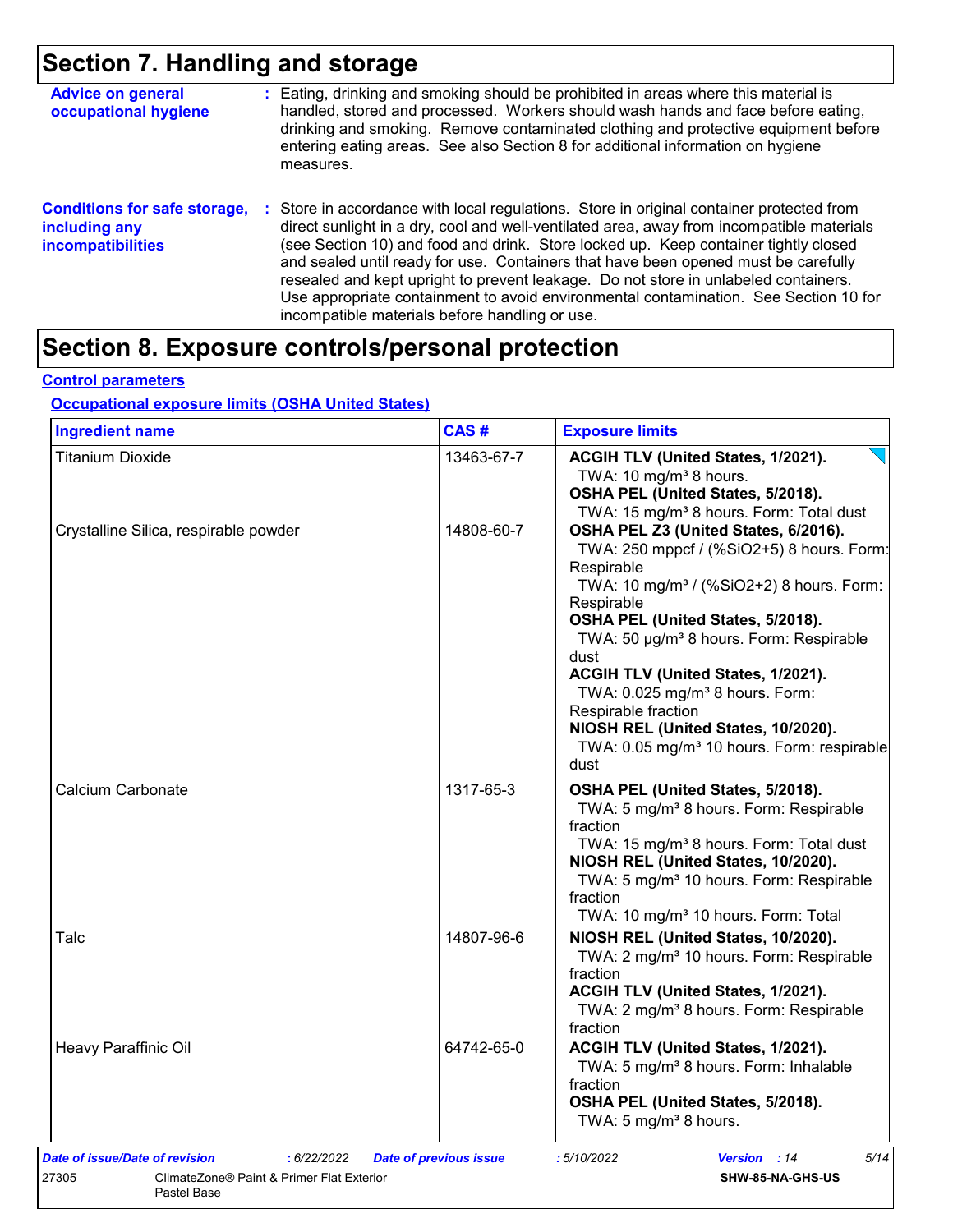# Section 7. Handling and storage

**Advice on general occupational hygiene** : Eating, drinking and smoking should be prohibited in areas where this material is handled, stored and processed. Workers should wash hands and face before eating, drinking and smoking. Remove contaminated clothing and protective equipment before entering eating areas. See also Section 8 for additional information on hygiene measures.

**Conditions for safe storage, including any incompatibilities** : Store in accordance with local regulations. Store in original container protected from direct sunlight in a dry, cool and well-ventilated area, away from incompatible materials (see Section 10) and food and drink. Store locked up. Keep container tightly closed and sealed until ready for use. Containers that have been opened must be carefully resealed and kept upright to prevent leakage. Do not store in unlabeled containers. Use appropriate containment to avoid environmental contamination. See Section 10 for incompatible materials before handling or use.

# Section 8. Exposure controls/personal protection

## Control parameters

### Occupational exposure limits (OSHA United States)

| Ingredient name | CAS # | Exposure limits |
|---|---|---|
| Titanium Dioxide | 13463-67-7 | **ACGIH TLV (United States, 1/2021).**<br>TWA: 10 mg/m³ 8 hours.<br>**OSHA PEL (United States, 5/2018).**<br>TWA: 15 mg/m³ 8 hours. Form: Total dust |
| Crystalline Silica, respirable powder | 14808-60-7 | **OSHA PEL Z3 (United States, 6/2016).**<br>TWA: 250 mppcf / (%SiO2+5) 8 hours. Form: Respirable<br>TWA: 10 mg/m³ / (%SiO2+2) 8 hours. Form: Respirable<br>**OSHA PEL (United States, 5/2018).**<br>TWA: 50 µg/m³ 8 hours. Form: Respirable dust<br>**ACGIH TLV (United States, 1/2021).**<br>TWA: 0.025 mg/m³ 8 hours. Form: Respirable fraction<br>**NIOSH REL (United States, 10/2020).**<br>TWA: 0.05 mg/m³ 10 hours. Form: respirable dust |
| Calcium Carbonate | 1317-65-3 | **OSHA PEL (United States, 5/2018).**<br>TWA: 5 mg/m³ 8 hours. Form: Respirable fraction<br>TWA: 15 mg/m³ 8 hours. Form: Total dust<br>**NIOSH REL (United States, 10/2020).**<br>TWA: 5 mg/m³ 10 hours. Form: Respirable fraction<br>TWA: 10 mg/m³ 10 hours. Form: Total |
| Talc | 14807-96-6 | **NIOSH REL (United States, 10/2020).**<br>TWA: 2 mg/m³ 10 hours. Form: Respirable fraction<br>**ACGIH TLV (United States, 1/2021).**<br>TWA: 2 mg/m³ 8 hours. Form: Respirable fraction |
| Heavy Paraffinic Oil | 64742-65-0 | **ACGIH TLV (United States, 1/2021).**<br>TWA: 5 mg/m³ 8 hours. Form: Inhalable fraction<br>**OSHA PEL (United States, 5/2018).**<br>TWA: 5 mg/m³ 8 hours. |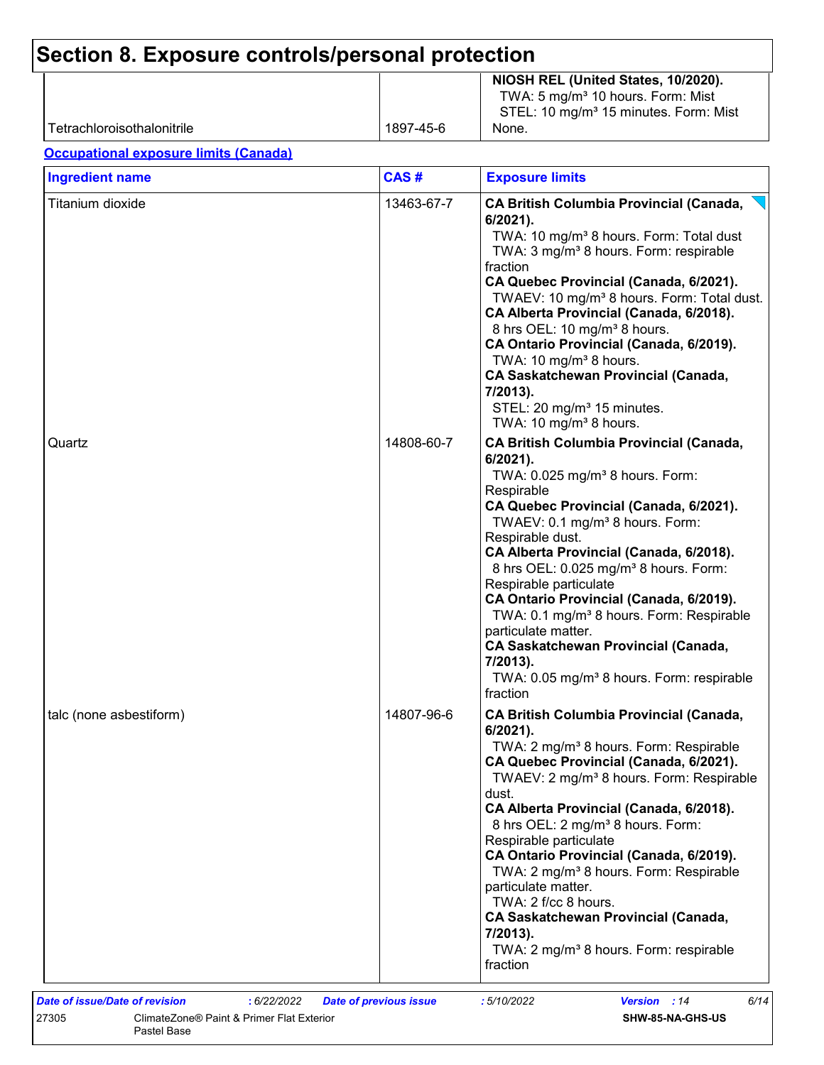# Section 8. Exposure controls/personal protection

| | | |
|---|---|---|
| | | **NIOSH REL (United States, 10/2020).**<br>TWA: 5 mg/m³ 10 hours. Form: Mist<br>STEL: 10 mg/m³ 15 minutes. Form: Mist |
| Tetrachloroisothalonitrile | 1897-45-6 | None. |

**Occupational exposure limits (Canada)**

| Ingredient name | CAS # | Exposure limits |
|---|---|---|
| Titanium dioxide | 13463-67-7 | **CA British Columbia Provincial (Canada, 6/2021).**<br>TWA: 10 mg/m³ 8 hours. Form: Total dust<br>TWA: 3 mg/m³ 8 hours. Form: respirable fraction<br>**CA Quebec Provincial (Canada, 6/2021).**<br>TWAEV: 10 mg/m³ 8 hours. Form: Total dust.<br>**CA Alberta Provincial (Canada, 6/2018).**<br>8 hrs OEL: 10 mg/m³ 8 hours.<br>**CA Ontario Provincial (Canada, 6/2019).**<br>TWA: 10 mg/m³ 8 hours.<br>**CA Saskatchewan Provincial (Canada, 7/2013).**<br>STEL: 20 mg/m³ 15 minutes.<br>TWA: 10 mg/m³ 8 hours. |
| Quartz | 14808-60-7 | **CA British Columbia Provincial (Canada, 6/2021).**<br>TWA: 0.025 mg/m³ 8 hours. Form: Respirable<br>**CA Quebec Provincial (Canada, 6/2021).**<br>TWAEV: 0.1 mg/m³ 8 hours. Form: Respirable dust.<br>**CA Alberta Provincial (Canada, 6/2018).**<br>8 hrs OEL: 0.025 mg/m³ 8 hours. Form: Respirable particulate<br>**CA Ontario Provincial (Canada, 6/2019).**<br>TWA: 0.1 mg/m³ 8 hours. Form: Respirable particulate matter.<br>**CA Saskatchewan Provincial (Canada, 7/2013).**<br>TWA: 0.05 mg/m³ 8 hours. Form: respirable fraction |
| talc (none asbestiform) | 14807-96-6 | **CA British Columbia Provincial (Canada, 6/2021).**<br>TWA: 2 mg/m³ 8 hours. Form: Respirable<br>**CA Quebec Provincial (Canada, 6/2021).**<br>TWAEV: 2 mg/m³ 8 hours. Form: Respirable dust.<br>**CA Alberta Provincial (Canada, 6/2018).**<br>8 hrs OEL: 2 mg/m³ 8 hours. Form: Respirable particulate<br>**CA Ontario Provincial (Canada, 6/2019).**<br>TWA: 2 mg/m³ 8 hours. Form: Respirable particulate matter.<br>TWA: 2 f/cc 8 hours.<br>**CA Saskatchewan Provincial (Canada, 7/2013).**<br>TWA: 2 mg/m³ 8 hours. Form: respirable fraction |

***Date of issue/Date of revision*** : 6/22/2022 ***Date of previous issue*** : 5/10/2022 ***Version*** : 14

27305 ClimateZone® Paint & Primer Flat Exterior Pastel Base **SHW-85-NA-GHS-US**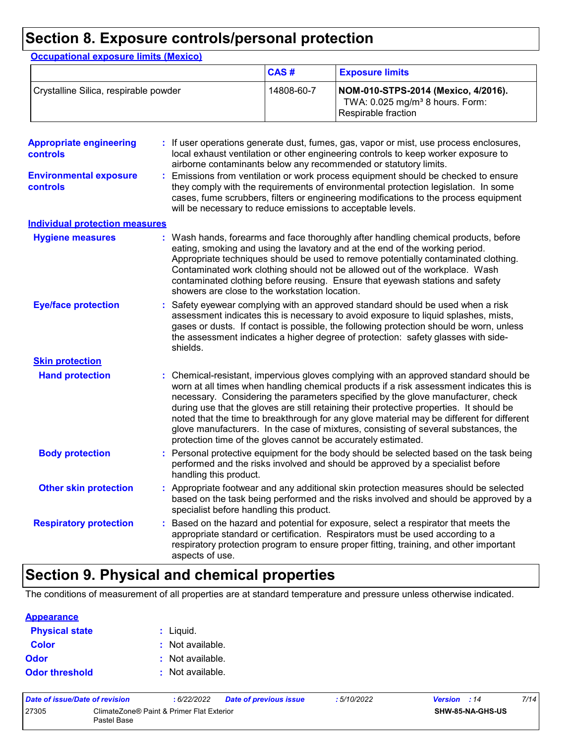# Section 8. Exposure controls/personal protection

**Occupational exposure limits (Mexico)**

| | CAS # | Exposure limits |
|---|---|---|
| Crystalline Silica, respirable powder | 14808-60-7 | **NOM-010-STPS-2014 (Mexico, 4/2016).** TWA: 0.025 mg/m³ 8 hours. Form: Respirable fraction |

**Appropriate engineering controls** : If user operations generate dust, fumes, gas, vapor or mist, use process enclosures, local exhaust ventilation or other engineering controls to keep worker exposure to airborne contaminants below any recommended or statutory limits.

**Environmental exposure controls** : Emissions from ventilation or work process equipment should be checked to ensure they comply with the requirements of environmental protection legislation. In some cases, fume scrubbers, filters or engineering modifications to the process equipment will be necessary to reduce emissions to acceptable levels.

**Individual protection measures**

**Hygiene measures** : Wash hands, forearms and face thoroughly after handling chemical products, before eating, smoking and using the lavatory and at the end of the working period. Appropriate techniques should be used to remove potentially contaminated clothing. Contaminated work clothing should not be allowed out of the workplace. Wash contaminated clothing before reusing. Ensure that eyewash stations and safety showers are close to the workstation location.

**Eye/face protection** : Safety eyewear complying with an approved standard should be used when a risk assessment indicates this is necessary to avoid exposure to liquid splashes, mists, gases or dusts. If contact is possible, the following protection should be worn, unless the assessment indicates a higher degree of protection: safety glasses with side-shields.

**Skin protection**

**Hand protection** : Chemical-resistant, impervious gloves complying with an approved standard should be worn at all times when handling chemical products if a risk assessment indicates this is necessary. Considering the parameters specified by the glove manufacturer, check during use that the gloves are still retaining their protective properties. It should be noted that the time to breakthrough for any glove material may be different for different glove manufacturers. In the case of mixtures, consisting of several substances, the protection time of the gloves cannot be accurately estimated.

**Body protection** : Personal protective equipment for the body should be selected based on the task being performed and the risks involved and should be approved by a specialist before handling this product.

**Other skin protection** : Appropriate footwear and any additional skin protection measures should be selected based on the task being performed and the risks involved and should be approved by a specialist before handling this product.

**Respiratory protection** : Based on the hazard and potential for exposure, select a respirator that meets the appropriate standard or certification. Respirators must be used according to a respiratory protection program to ensure proper fitting, training, and other important aspects of use.

# Section 9. Physical and chemical properties

The conditions of measurement of all properties are at standard temperature and pressure unless otherwise indicated.

**Appearance**

**Physical state** : Liquid.

**Color** : Not available.

**Odor** : Not available.

**Odor threshold** : Not available.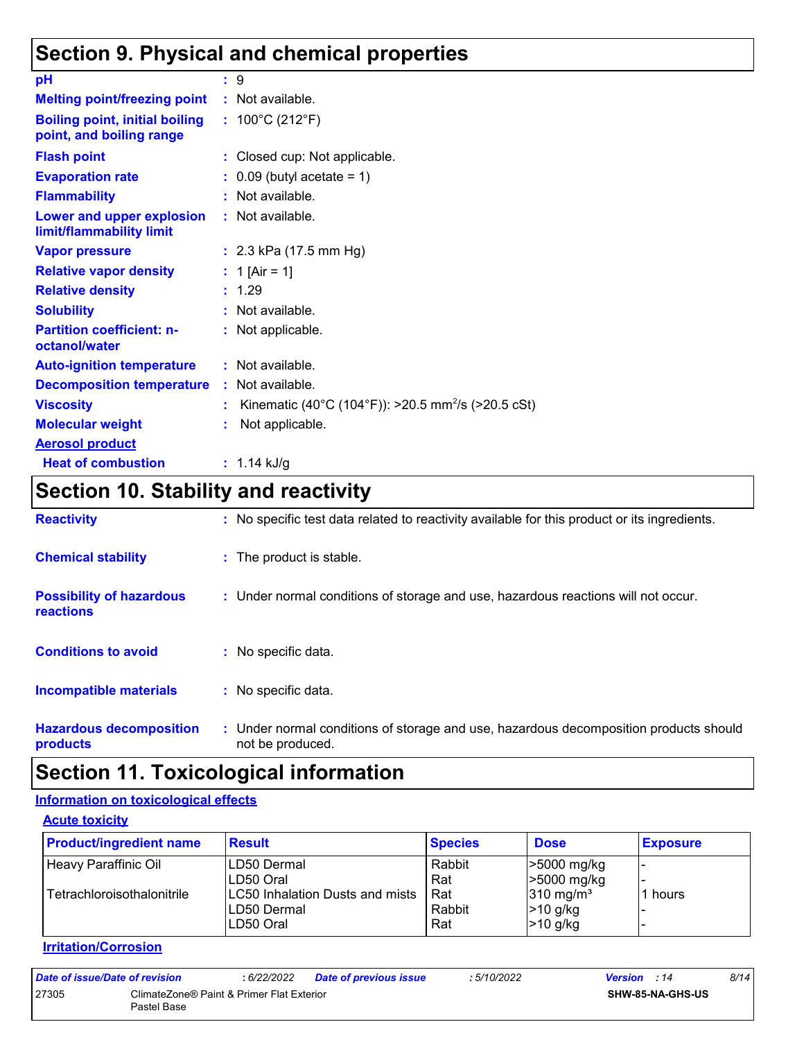## Section 9. Physical and chemical properties

| | |
|---|---|
| **pH** | : 9 |
| **Melting point/freezing point** | : Not available. |
| **Boiling point, initial boiling point, and boiling range** | : 100°C (212°F) |
| **Flash point** | : Closed cup: Not applicable. |
| **Evaporation rate** | : 0.09 (butyl acetate = 1) |
| **Flammability** | : Not available. |
| **Lower and upper explosion limit/flammability limit** | : Not available. |
| **Vapor pressure** | : 2.3 kPa (17.5 mm Hg) |
| **Relative vapor density** | : 1 [Air = 1] |
| **Relative density** | : 1.29 |
| **Solubility** | : Not available. |
| **Partition coefficient: n-octanol/water** | : Not applicable. |
| **Auto-ignition temperature** | : Not available. |
| **Decomposition temperature** | : Not available. |
| **Viscosity** | : Kinematic (40°C (104°F)): >20.5 $mm^2/s$ (>20.5 cSt) |
| **Molecular weight** | : Not applicable. |
| **Aerosol product** | |
| **Heat of combustion** | : 1.14 kJ/g |

## Section 10. Stability and reactivity

| | |
|---|---|
| **Reactivity** | : No specific test data related to reactivity available for this product or its ingredients. |
| **Chemical stability** | : The product is stable. |
| **Possibility of hazardous reactions** | : Under normal conditions of storage and use, hazardous reactions will not occur. |
| **Conditions to avoid** | : No specific data. |
| **Incompatible materials** | : No specific data. |
| **Hazardous decomposition products** | : Under normal conditions of storage and use, hazardous decomposition products should not be produced. |

## Section 11. Toxicological information

### Information on toxicological effects

#### Acute toxicity

| Product/ingredient name | Result | Species | Dose | Exposure |
|---|---|---|---|---|
| Heavy Paraffinic Oil | LD50 Dermal | Rabbit | >5000 mg/kg | - |
| | LD50 Oral | Rat | >5000 mg/kg | - |
| Tetrachloroisothalonitrile | LC50 Inhalation Dusts and mists | Rat | 310 $mg/m^3$ | 1 hours |
| | LD50 Dermal | Rabbit | >10 g/kg | - |
| | LD50 Oral | Rat | >10 g/kg | - |

#### Irritation/Corrosion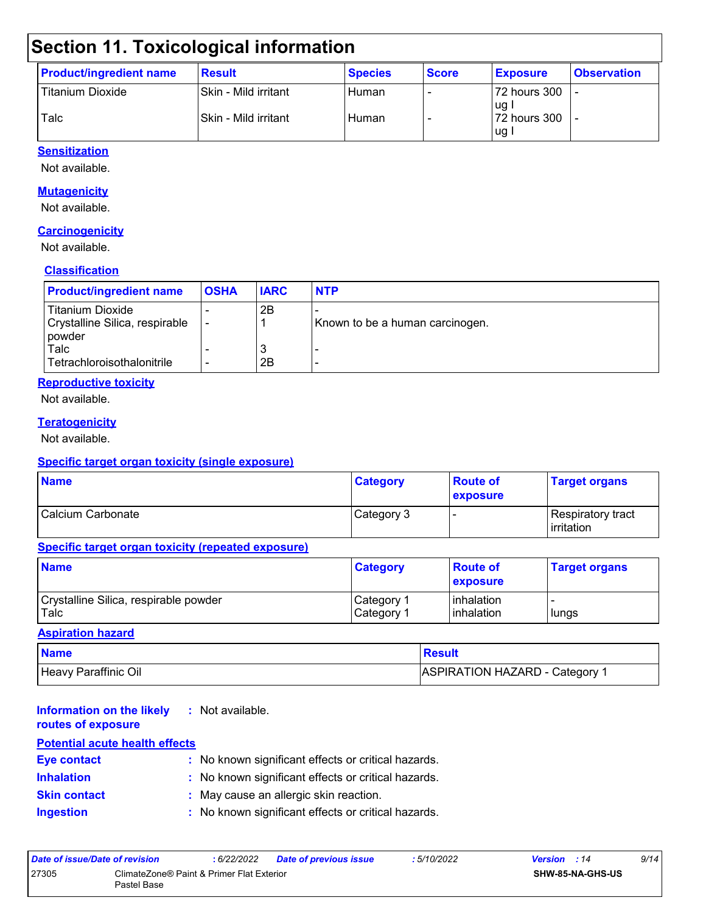# Section 11. Toxicological information

| Product/ingredient name | Result | Species | Score | Exposure | Observation |
|---|---|---|---|---|---|
| Titanium Dioxide | Skin - Mild irritant | Human | - | 72 hours 300 ug I | - |
| Talc | Skin - Mild irritant | Human | - | 72 hours 300 ug I | - |

**Sensitization**

Not available.

**Mutagenicity**

Not available.

**Carcinogenicity**

Not available.

**Classification**

| Product/ingredient name | OSHA | IARC | NTP |
|---|---|---|---|
| Titanium Dioxide | - | 2B | - |
| Crystalline Silica, respirable powder | - | 1 | Known to be a human carcinogen. |
| Talc | - | 3 | - |
| Tetrachloroisothalonitrile | - | 2B | - |

**Reproductive toxicity**

Not available.

**Teratogenicity**

Not available.

**Specific target organ toxicity (single exposure)**

| Name | Category | Route of exposure | Target organs |
|---|---|---|---|
| Calcium Carbonate | Category 3 | - | Respiratory tract irritation |

**Specific target organ toxicity (repeated exposure)**

| Name | Category | Route of exposure | Target organs |
|---|---|---|---|
| Crystalline Silica, respirable powder | Category 1 | inhalation | - |
| Talc | Category 1 | inhalation | lungs |

**Aspiration hazard**

| Name | Result |
|---|---|
| Heavy Paraffinic Oil | ASPIRATION HAZARD - Category 1 |

**Information on the likely routes of exposure** : Not available.

**Potential acute health effects**

**Eye contact** : No known significant effects or critical hazards.

**Inhalation** : No known significant effects or critical hazards.

**Skin contact** : May cause an allergic skin reaction.

**Ingestion** : No known significant effects or critical hazards.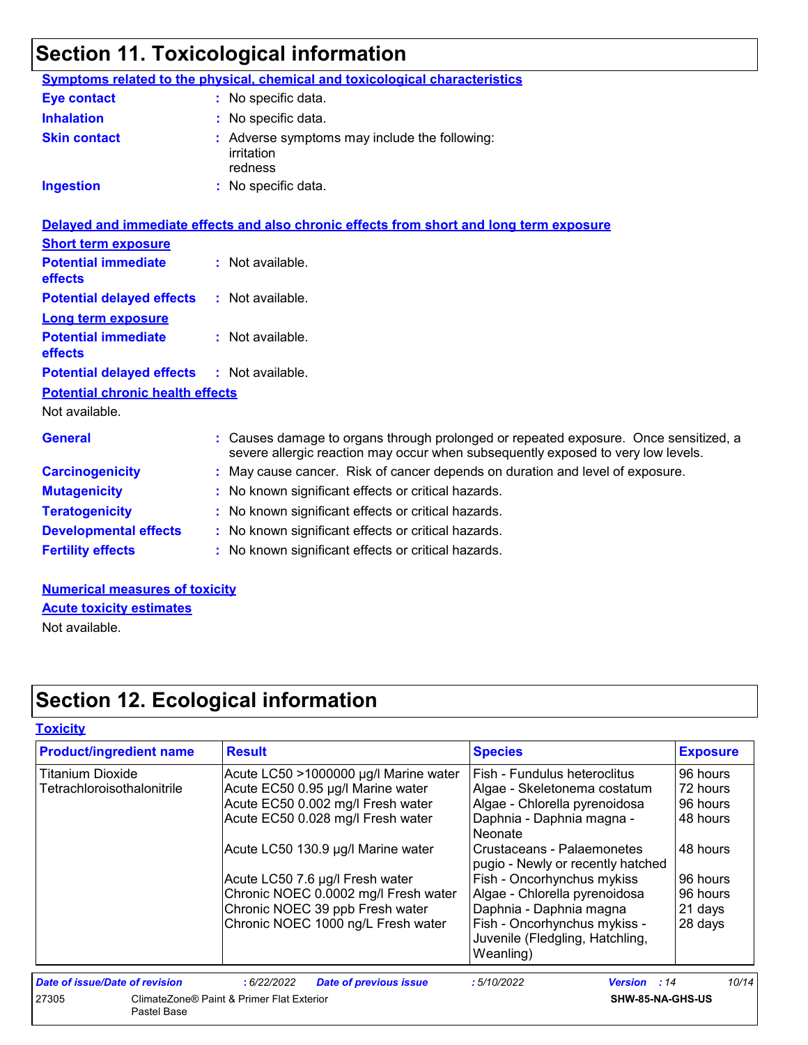# Section 11. Toxicological information

**Symptoms related to the physical, chemical and toxicological characteristics**

**Eye contact** : No specific data.

**Inhalation** : No specific data.

**Skin contact** : Adverse symptoms may include the following:
irritation
redness

**Ingestion** : No specific data.

**Delayed and immediate effects and also chronic effects from short and long term exposure**

**Short term exposure**

**Potential immediate effects** : Not available.

**Potential delayed effects** : Not available.

**Long term exposure**

**Potential immediate effects** : Not available.

**Potential delayed effects** : Not available.

**Potential chronic health effects**

Not available.

**General** : Causes damage to organs through prolonged or repeated exposure. Once sensitized, a severe allergic reaction may occur when subsequently exposed to very low levels.

**Carcinogenicity** : May cause cancer. Risk of cancer depends on duration and level of exposure.

**Mutagenicity** : No known significant effects or critical hazards.

**Teratogenicity** : No known significant effects or critical hazards.

**Developmental effects** : No known significant effects or critical hazards.

**Fertility effects** : No known significant effects or critical hazards.

**Numerical measures of toxicity**

**Acute toxicity estimates**

Not available.

# Section 12. Ecological information

**Toxicity**

| Product/ingredient name | Result | Species | Exposure |
|---|---|---|---|
| Titanium Dioxide | Acute LC50 >1000000 µg/l Marine water | Fish - Fundulus heteroclitus | 96 hours |
| Tetrachloroisothalonitrile | Acute EC50 0.95 µg/l Marine water | Algae - Skeletonema costatum | 72 hours |
| | Acute EC50 0.002 mg/l Fresh water | Algae - Chlorella pyrenoidosa | 96 hours |
| | Acute EC50 0.028 mg/l Fresh water | Daphnia - Daphnia magna - Neonate | 48 hours |
| | Acute LC50 130.9 µg/l Marine water | Crustaceans - Palaemonetes pugio - Newly or recently hatched | 48 hours |
| | Acute LC50 7.6 µg/l Fresh water | Fish - Oncorhynchus mykiss | 96 hours |
| | Chronic NOEC 0.0002 mg/l Fresh water | Algae - Chlorella pyrenoidosa | 96 hours |
| | Chronic NOEC 39 ppb Fresh water | Daphnia - Daphnia magna | 21 days |
| | Chronic NOEC 1000 ng/L Fresh water | Fish - Oncorhynchus mykiss - Juvenile (Fledgling, Hatchling, Weanling) | 28 days |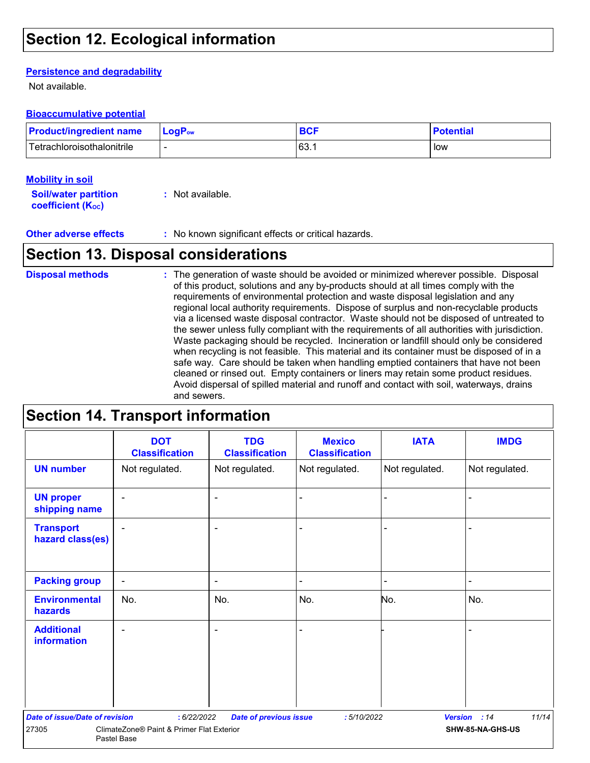# Section 12. Ecological information

### Persistence and degradability

Not available.

### Bioaccumulative potential

| Product/ingredient name | $LogP_{ow}$ | BCF | Potential |
|---|---|---|---|
| Tetrachloroisothalonitrile | - | 63.1 | low |

### Mobility in soil

**Soil/water partition coefficient ($K_{OC}$)** : Not available.

**Other adverse effects** : No known significant effects or critical hazards.

# Section 13. Disposal considerations

**Disposal methods** : The generation of waste should be avoided or minimized wherever possible. Disposal of this product, solutions and any by-products should at all times comply with the requirements of environmental protection and waste disposal legislation and any regional local authority requirements. Dispose of surplus and non-recyclable products via a licensed waste disposal contractor. Waste should not be disposed of untreated to the sewer unless fully compliant with the requirements of all authorities with jurisdiction. Waste packaging should be recycled. Incineration or landfill should only be considered when recycling is not feasible. This material and its container must be disposed of in a safe way. Care should be taken when handling emptied containers that have not been cleaned or rinsed out. Empty containers or liners may retain some product residues. Avoid dispersal of spilled material and runoff and contact with soil, waterways, drains and sewers.

# Section 14. Transport information

| | DOT Classification | TDG Classification | Mexico Classification | IATA | IMDG |
|---|---|---|---|---|---|
| UN number | Not regulated. | Not regulated. | Not regulated. | Not regulated. | Not regulated. |
| UN proper shipping name | - | - | - | - | - |
| Transport hazard class(es) | - | - | - | - | - |
| Packing group | - | - | - | - | - |
| Environmental hazards | No. | No. | No. | No. | No. |
| Additional information | - | - | - | - | - |

*Date of issue/Date of revision* : 6/22/2022 *Date of previous issue* : 5/10/2022 *Version* : 14

27305 ClimateZone® Paint & Primer Flat Exterior Pastel Base **SHW-85-NA-GHS-US**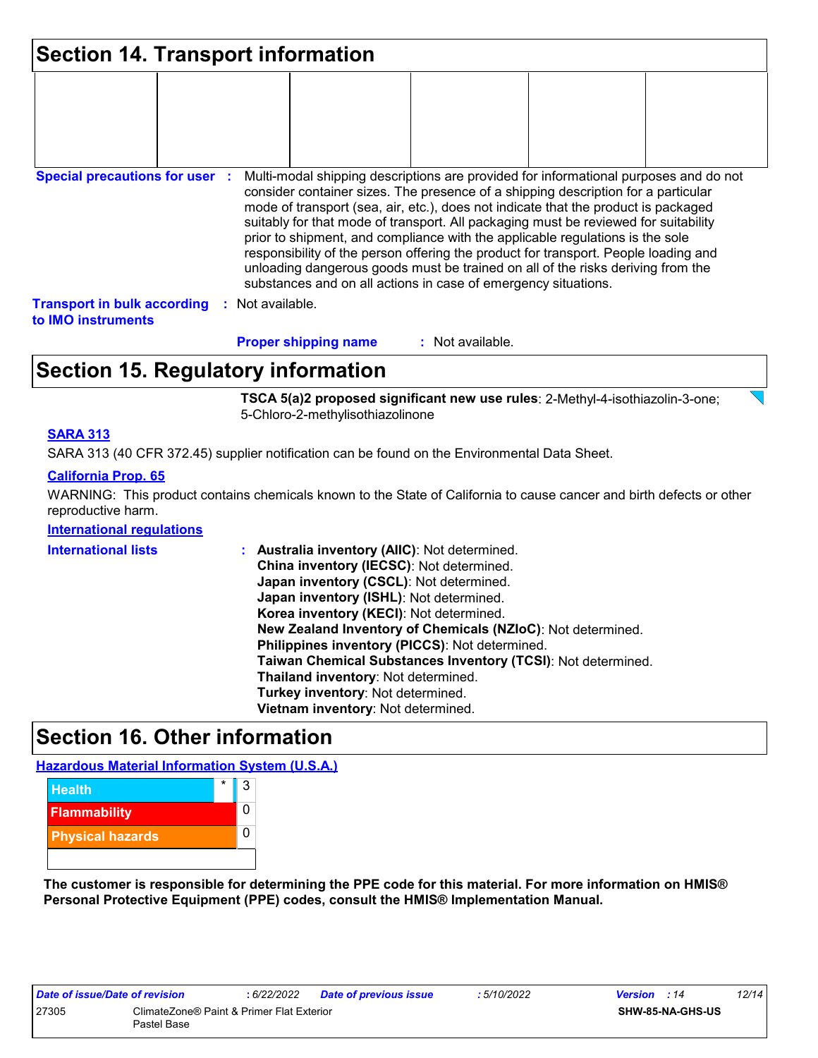## Section 14. Transport information

| | | | | | |
|---|---|---|---|---|---|
| | | | | | |

**Special precautions for user** : Multi-modal shipping descriptions are provided for informational purposes and do not consider container sizes. The presence of a shipping description for a particular mode of transport (sea, air, etc.), does not indicate that the product is packaged suitably for that mode of transport. All packaging must be reviewed for suitability prior to shipment, and compliance with the applicable regulations is the sole responsibility of the person offering the product for transport. People loading and unloading dangerous goods must be trained on all of the risks deriving from the substances and on all actions in case of emergency situations.

**Transport in bulk according to IMO instruments** : Not available.

**Proper shipping name** : Not available.

## Section 15. Regulatory information

**TSCA 5(a)2 proposed significant new use rules**: 2-Methyl-4-isothiazolin-3-one; 5-Chloro-2-methylisothiazolinone

**SARA 313**

SARA 313 (40 CFR 372.45) supplier notification can be found on the Environmental Data Sheet.

**California Prop. 65**

WARNING: This product contains chemicals known to the State of California to cause cancer and birth defects or other reproductive harm.

**International regulations**

**International lists** :
- **Australia inventory (AIIC)**: Not determined.
- **China inventory (IECSC)**: Not determined.
- **Japan inventory (CSCL)**: Not determined.
- **Japan inventory (ISHL)**: Not determined.
- **Korea inventory (KECI)**: Not determined.
- **New Zealand Inventory of Chemicals (NZIoC)**: Not determined.
- **Philippines inventory (PICCS)**: Not determined.
- **Taiwan Chemical Substances Inventory (TCSI)**: Not determined.
- **Thailand inventory**: Not determined.
- **Turkey inventory**: Not determined.
- **Vietnam inventory**: Not determined.

## Section 16. Other information

**Hazardous Material Information System (U.S.A.)**

| | | |
|---|---|---|
| Health | * | 3 |
| Flammability | | 0 |
| Physical hazards | | 0 |
| | | |

**The customer is responsible for determining the PPE code for this material. For more information on HMIS® Personal Protective Equipment (PPE) codes, consult the HMIS® Implementation Manual.**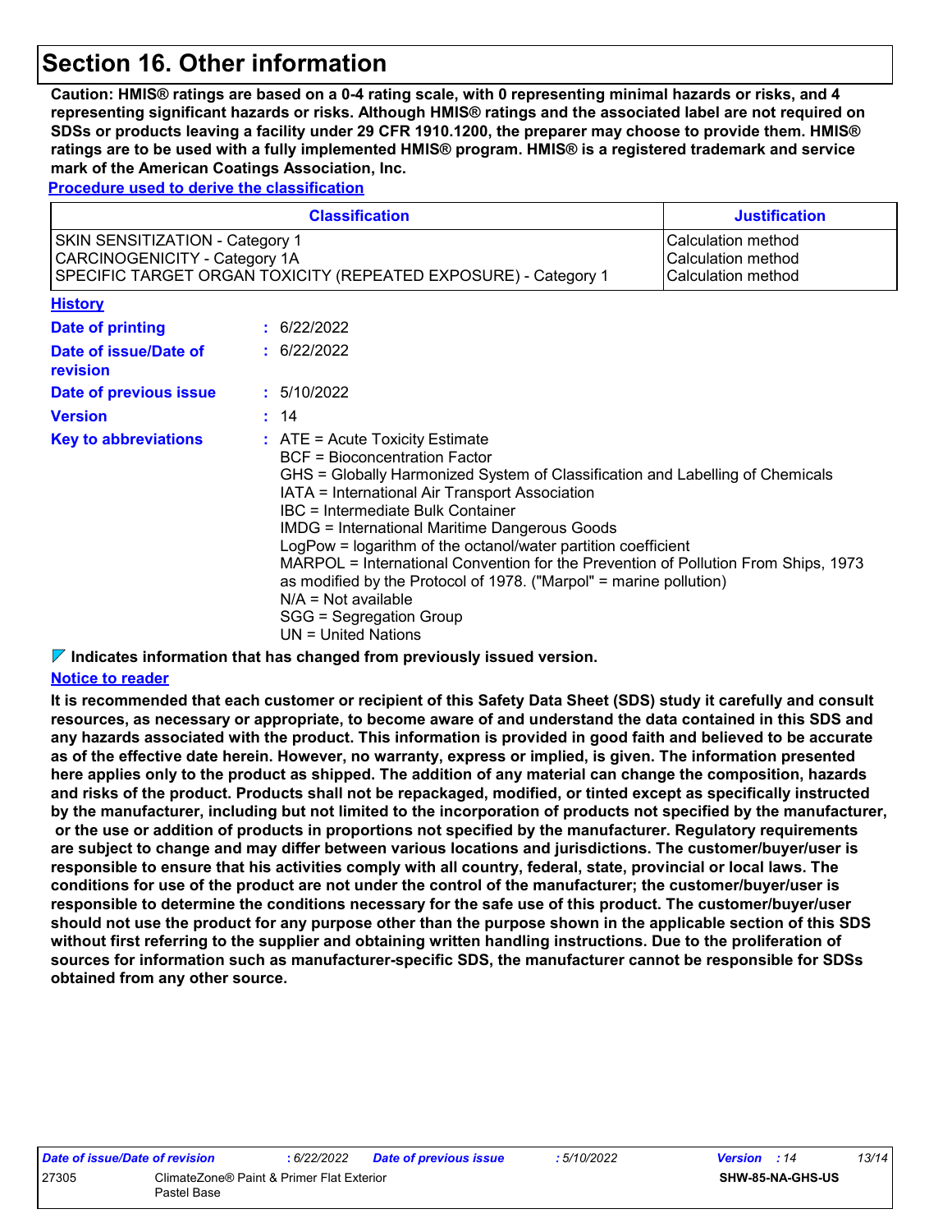# Section 16. Other information

**Caution: HMIS® ratings are based on a 0-4 rating scale, with 0 representing minimal hazards or risks, and 4 representing significant hazards or risks. Although HMIS® ratings and the associated label are not required on SDSs or products leaving a facility under 29 CFR 1910.1200, the preparer may choose to provide them. HMIS® ratings are to be used with a fully implemented HMIS® program. HMIS® is a registered trademark and service mark of the American Coatings Association, Inc.**

**Procedure used to derive the classification**

| Classification | Justification |
| --- | --- |
| SKIN SENSITIZATION - Category 1 | Calculation method |
| CARCINOGENICITY - Category 1A | Calculation method |
| SPECIFIC TARGET ORGAN TOXICITY (REPEATED EXPOSURE) - Category 1 | Calculation method |

**History**

**Date of printing** : 6/22/2022

**Date of issue/Date of revision** : 6/22/2022

**Date of previous issue** : 5/10/2022

**Version** : 14

**Key to abbreviations** :
ATE = Acute Toxicity Estimate
BCF = Bioconcentration Factor
GHS = Globally Harmonized System of Classification and Labelling of Chemicals
IATA = International Air Transport Association
IBC = Intermediate Bulk Container
IMDG = International Maritime Dangerous Goods
LogPow = logarithm of the octanol/water partition coefficient
MARPOL = International Convention for the Prevention of Pollution From Ships, 1973 as modified by the Protocol of 1978. ("Marpol" = marine pollution)
N/A = Not available
SGG = Segregation Group
UN = United Nations

**Indicates information that has changed from previously issued version.**

**Notice to reader**

**It is recommended that each customer or recipient of this Safety Data Sheet (SDS) study it carefully and consult resources, as necessary or appropriate, to become aware of and understand the data contained in this SDS and any hazards associated with the product. This information is provided in good faith and believed to be accurate as of the effective date herein. However, no warranty, express or implied, is given. The information presented here applies only to the product as shipped. The addition of any material can change the composition, hazards and risks of the product. Products shall not be repackaged, modified, or tinted except as specifically instructed by the manufacturer, including but not limited to the incorporation of products not specified by the manufacturer, or the use or addition of products in proportions not specified by the manufacturer. Regulatory requirements are subject to change and may differ between various locations and jurisdictions. The customer/buyer/user is responsible to ensure that his activities comply with all country, federal, state, provincial or local laws. The conditions for use of the product are not under the control of the manufacturer; the customer/buyer/user is responsible to determine the conditions necessary for the safe use of this product. The customer/buyer/user should not use the product for any purpose other than the purpose shown in the applicable section of this SDS without first referring to the supplier and obtaining written handling instructions. Due to the proliferation of sources for information such as manufacturer-specific SDS, the manufacturer cannot be responsible for SDSs obtained from any other source.**